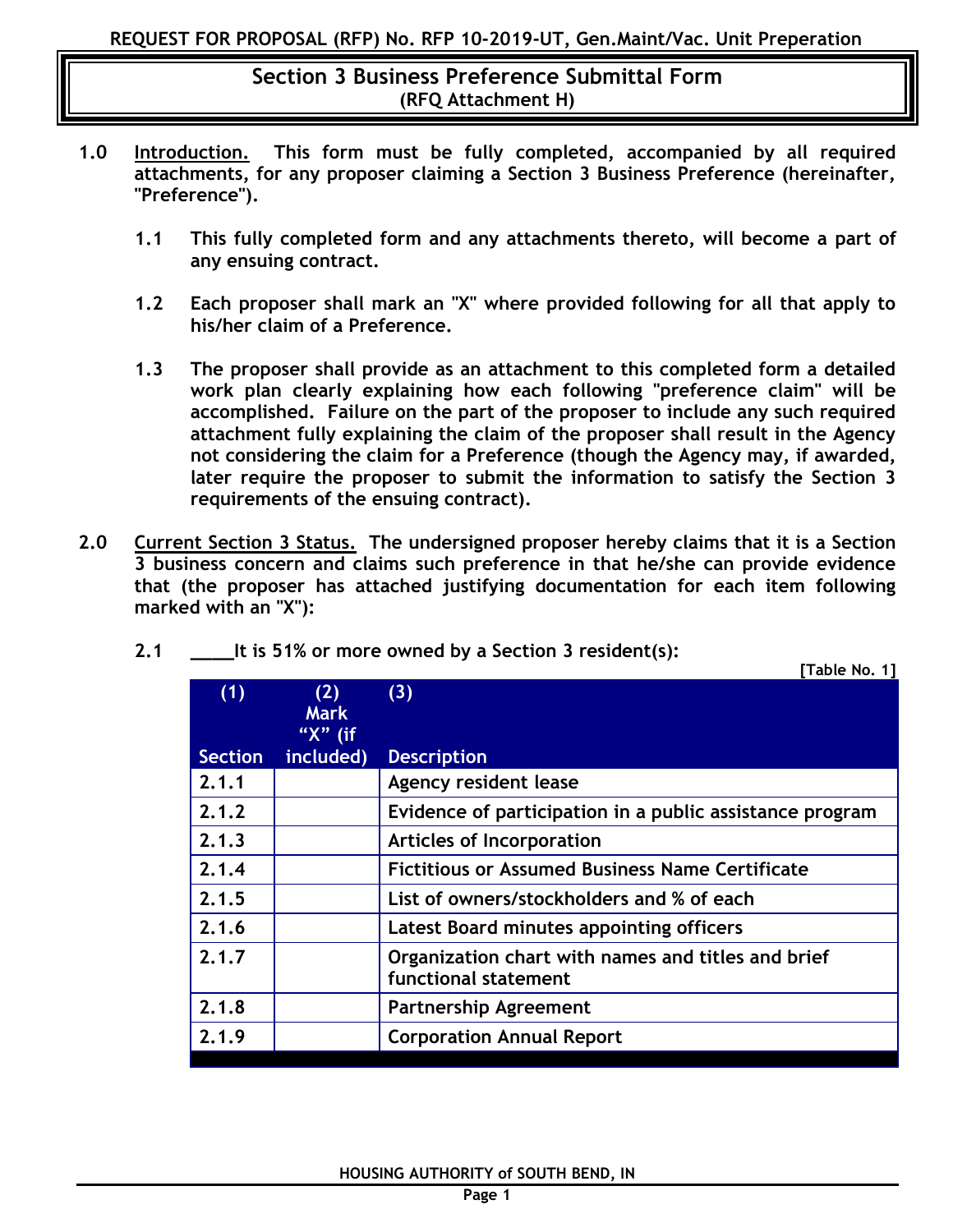## Section 3 Business Preference Submittal Form
**(RFQ Attachment H)**

**1.0 Introduction.** **This form must be fully completed, accompanied by all required attachments, for any proposer claiming a Section 3 Business Preference (hereinafter, "Preference").**

**1.1 This fully completed form and any attachments thereto, will become a part of any ensuing contract.**

**1.2 Each proposer shall mark an "X" where provided following for all that apply to his/her claim of a Preference.**

**1.3 The proposer shall provide as an attachment to this completed form a detailed work plan clearly explaining how each following "preference claim" will be accomplished. Failure on the part of the proposer to include any such required attachment fully explaining the claim of the proposer shall result in the Agency not considering the claim for a Preference (though the Agency may, if awarded, later require the proposer to submit the information to satisfy the Section 3 requirements of the ensuing contract).**

**2.0 Current Section 3 Status.** **The undersigned proposer hereby claims that it is a Section 3 business concern and claims such preference in that he/she can provide evidence that (the proposer has attached justifying documentation for each item following marked with an "X"):**

**2.1 ____It is 51% or more owned by a Section 3 resident(s):**

[Table No. 1]

| (1) Section | (2) Mark "X" (if included) | (3) Description |
|---|---|---|
| 2.1.1 | | Agency resident lease |
| 2.1.2 | | Evidence of participation in a public assistance program |
| 2.1.3 | | Articles of Incorporation |
| 2.1.4 | | Fictitious or Assumed Business Name Certificate |
| 2.1.5 | | List of owners/stockholders and % of each |
| 2.1.6 | | Latest Board minutes appointing officers |
| 2.1.7 | | Organization chart with names and titles and brief functional statement |
| 2.1.8 | | Partnership Agreement |
| 2.1.9 | | Corporation Annual Report |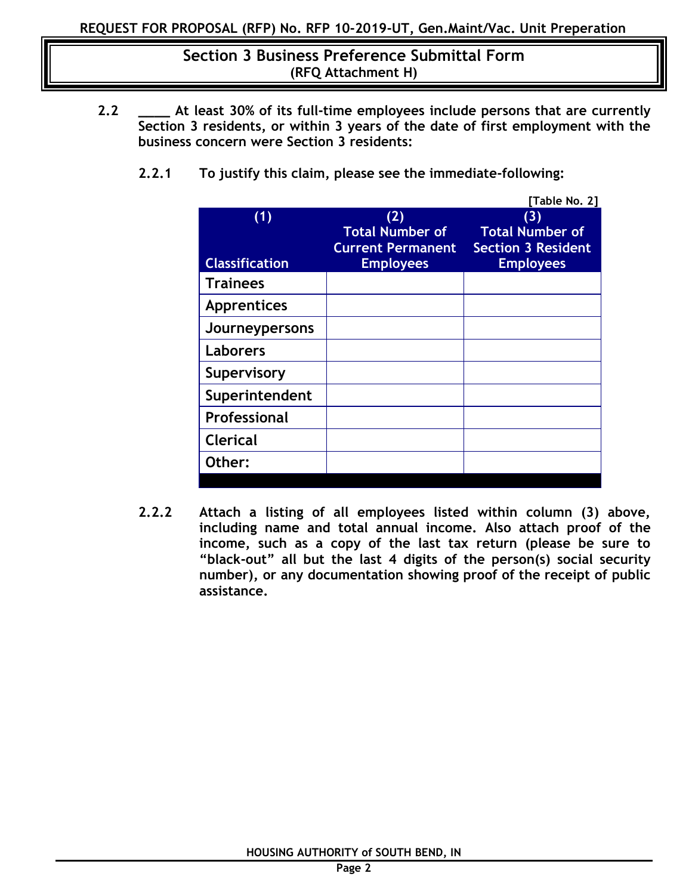## Section 3 Business Preference Submittal Form
**(RFQ Attachment H)**

**2.2 ____ At least 30% of its full-time employees include persons that are currently Section 3 residents, or within 3 years of the date of first employment with the business concern were Section 3 residents:**

**2.2.1 To justify this claim, please see the immediate-following:**

**[Table No. 2]**

| (1) Classification | (2) Total Number of Current Permanent Employees | (3) Total Number of Section 3 Resident Employees |
|---|---|---|
| Trainees | | |
| Apprentices | | |
| Journeypersons | | |
| Laborers | | |
| Supervisory | | |
| Superintendent | | |
| Professional | | |
| Clerical | | |
| Other: | | |

**2.2.2 Attach a listing of all employees listed within column (3) above, including name and total annual income. Also attach proof of the income, such as a copy of the last tax return (please be sure to "black-out" all but the last 4 digits of the person(s) social security number), or any documentation showing proof of the receipt of public assistance.**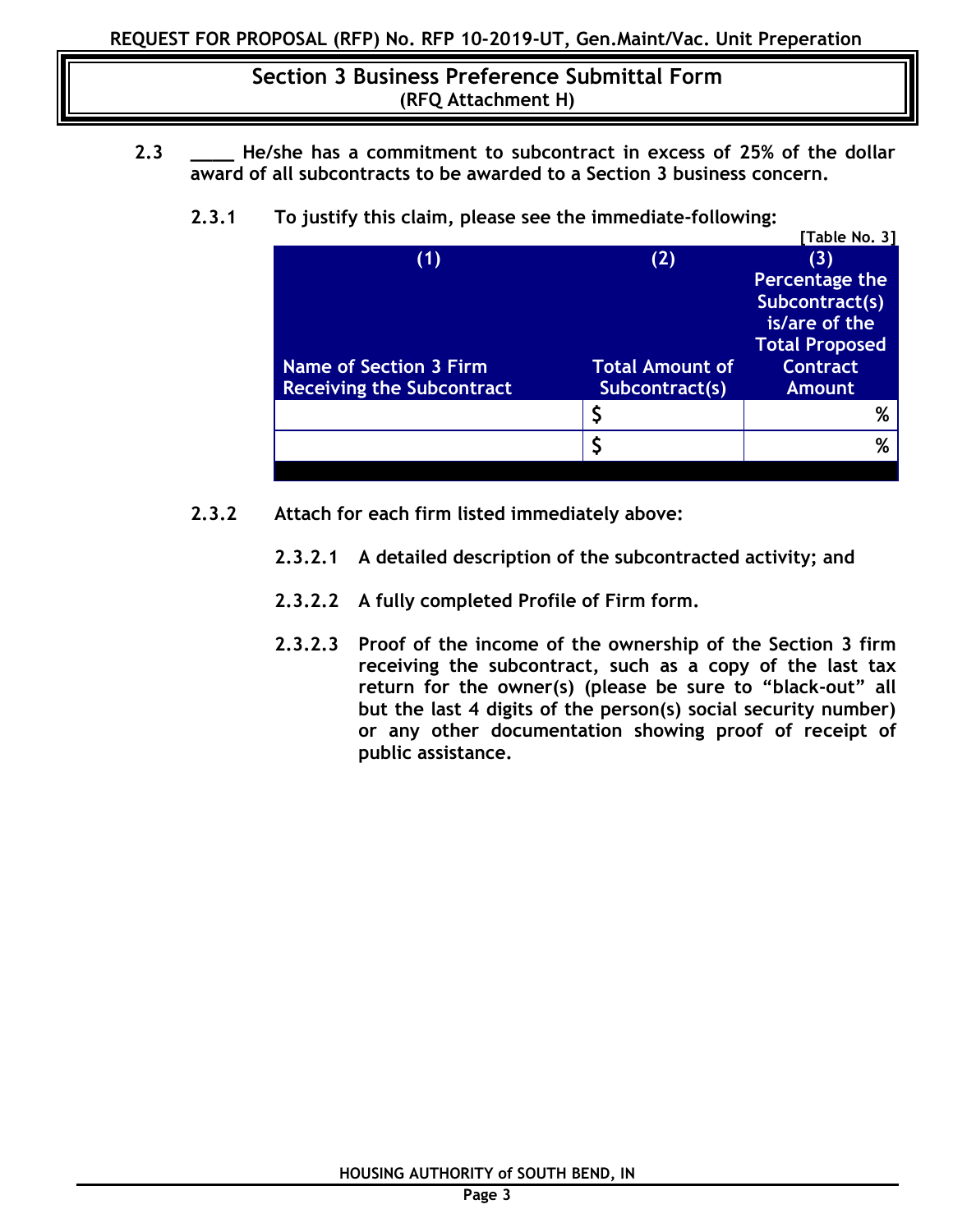## Section 3 Business Preference Submittal Form
**(RFQ Attachment H)**

**2.3 ____ He/she has a commitment to subcontract in excess of 25% of the dollar award of all subcontracts to be awarded to a Section 3 business concern.**

**2.3.1 To justify this claim, please see the immediate-following:**

**[Table No. 3]**

| (1) Name of Section 3 Firm Receiving the Subcontract | (2) Total Amount of Subcontract(s) | (3) Percentage the Subcontract(s) is/are of the Total Proposed Contract Amount |
|---|---|---|
| | $ | % |
| | $ | % |

**2.3.2 Attach for each firm listed immediately above:**

**2.3.2.1 A detailed description of the subcontracted activity; and**

**2.3.2.2 A fully completed Profile of Firm form.**

**2.3.2.3 Proof of the income of the ownership of the Section 3 firm receiving the subcontract, such as a copy of the last tax return for the owner(s) (please be sure to "black-out" all but the last 4 digits of the person(s) social security number) or any other documentation showing proof of receipt of public assistance.**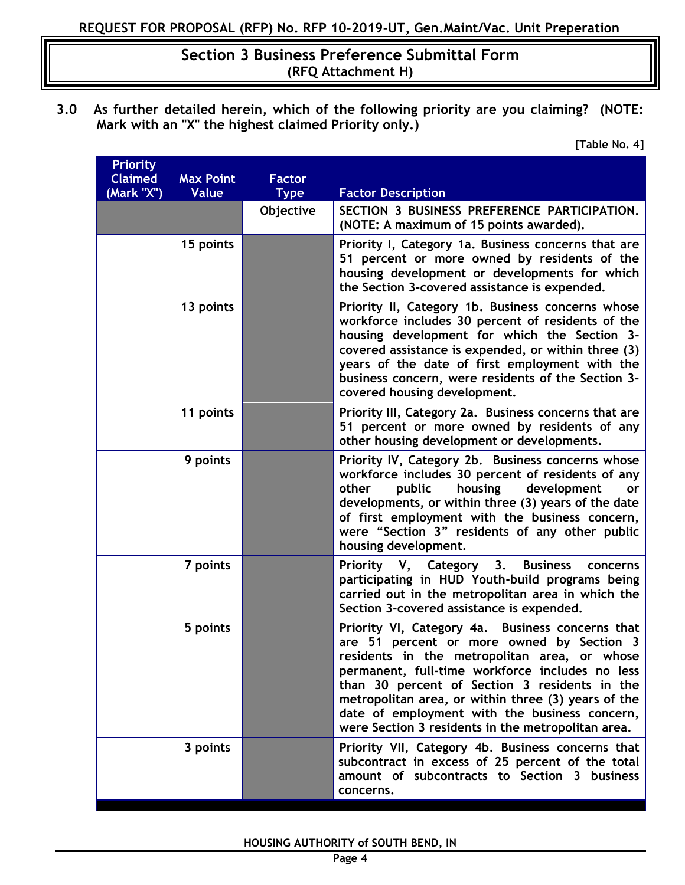**REQUEST FOR PROPOSAL (RFP) No. RFP 10-2019-UT, Gen.Maint/Vac. Unit Preperation**

## Section 3 Business Preference Submittal Form
**(RFQ Attachment H)**

**3.0 As further detailed herein, which of the following priority are you claiming? (NOTE: Mark with an "X" the highest claimed Priority only.)**

**[Table No. 4]**

| Priority Claimed (Mark "X") | Max Point Value | Factor Type | Factor Description |
|---|---|---|---|
| | | Objective | **SECTION 3 BUSINESS PREFERENCE PARTICIPATION. (NOTE: A maximum of 15 points awarded).** |
| | 15 points | | **Priority I, Category 1a. Business concerns that are 51 percent or more owned by residents of the housing development or developments for which the Section 3-covered assistance is expended.** |
| | 13 points | | **Priority II, Category 1b. Business concerns whose workforce includes 30 percent of residents of the housing development for which the Section 3-covered assistance is expended, or within three (3) years of the date of first employment with the business concern, were residents of the Section 3-covered housing development.** |
| | 11 points | | **Priority III, Category 2a. Business concerns that are 51 percent or more owned by residents of any other housing development or developments.** |
| | 9 points | | **Priority IV, Category 2b. Business concerns whose workforce includes 30 percent of residents of any other public housing development or developments, or within three (3) years of the date of first employment with the business concern, were "Section 3" residents of any other public housing development.** |
| | 7 points | | **Priority V, Category 3. Business concerns participating in HUD Youth-build programs being carried out in the metropolitan area in which the Section 3-covered assistance is expended.** |
| | 5 points | | **Priority VI, Category 4a. Business concerns that are 51 percent or more owned by Section 3 residents in the metropolitan area, or whose permanent, full-time workforce includes no less than 30 percent of Section 3 residents in the metropolitan area, or within three (3) years of the date of employment with the business concern, were Section 3 residents in the metropolitan area.** |
| | 3 points | | **Priority VII, Category 4b. Business concerns that subcontract in excess of 25 percent of the total amount of subcontracts to Section 3 business concerns.** |

**HOUSING AUTHORITY of SOUTH BEND, IN**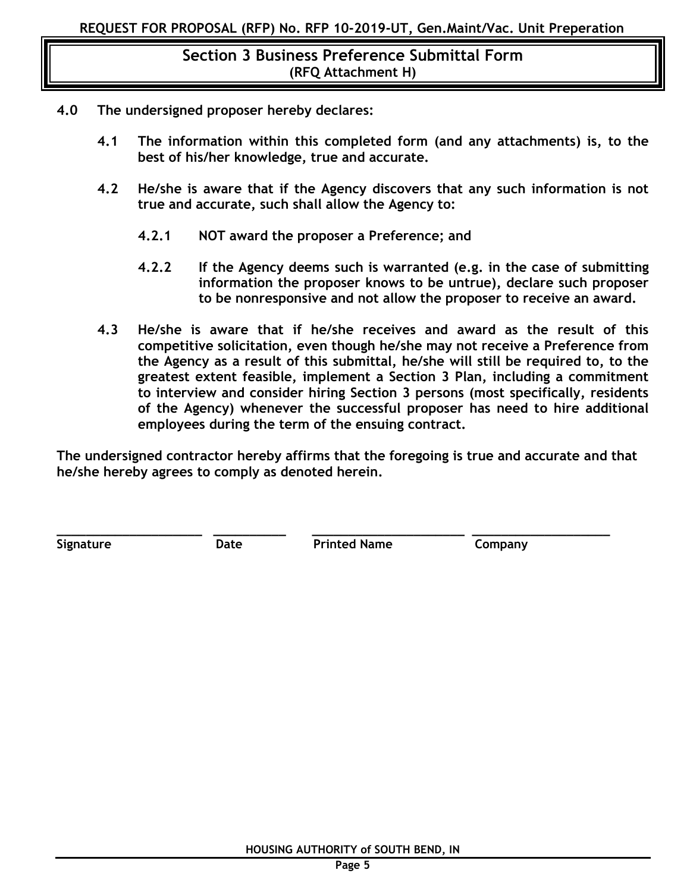## Section 3 Business Preference Submittal Form
**(RFQ Attachment H)**

**4.0 The undersigned proposer hereby declares:**

**4.1 The information within this completed form (and any attachments) is, to the best of his/her knowledge, true and accurate.**

**4.2 He/she is aware that if the Agency discovers that any such information is not true and accurate, such shall allow the Agency to:**

**4.2.1 NOT award the proposer a Preference; and**

**4.2.2 If the Agency deems such is warranted (e.g. in the case of submitting information the proposer knows to be untrue), declare such proposer to be nonresponsive and not allow the proposer to receive an award.**

**4.3 He/she is aware that if he/she receives and award as the result of this competitive solicitation, even though he/she may not receive a Preference from the Agency as a result of this submittal, he/she will still be required to, to the greatest extent feasible, implement a Section 3 Plan, including a commitment to interview and consider hiring Section 3 persons (most specifically, residents of the Agency) whenever the successful proposer has need to hire additional employees during the term of the ensuing contract.**

**The undersigned contractor hereby affirms that the foregoing is true and accurate and that he/she hereby agrees to comply as denoted herein.**

| | | | |
|---|---|---|---|
| ____________________ | __________ | ____________________ | ____________________ |
| **Signature** | **Date** | **Printed Name** | **Company** |